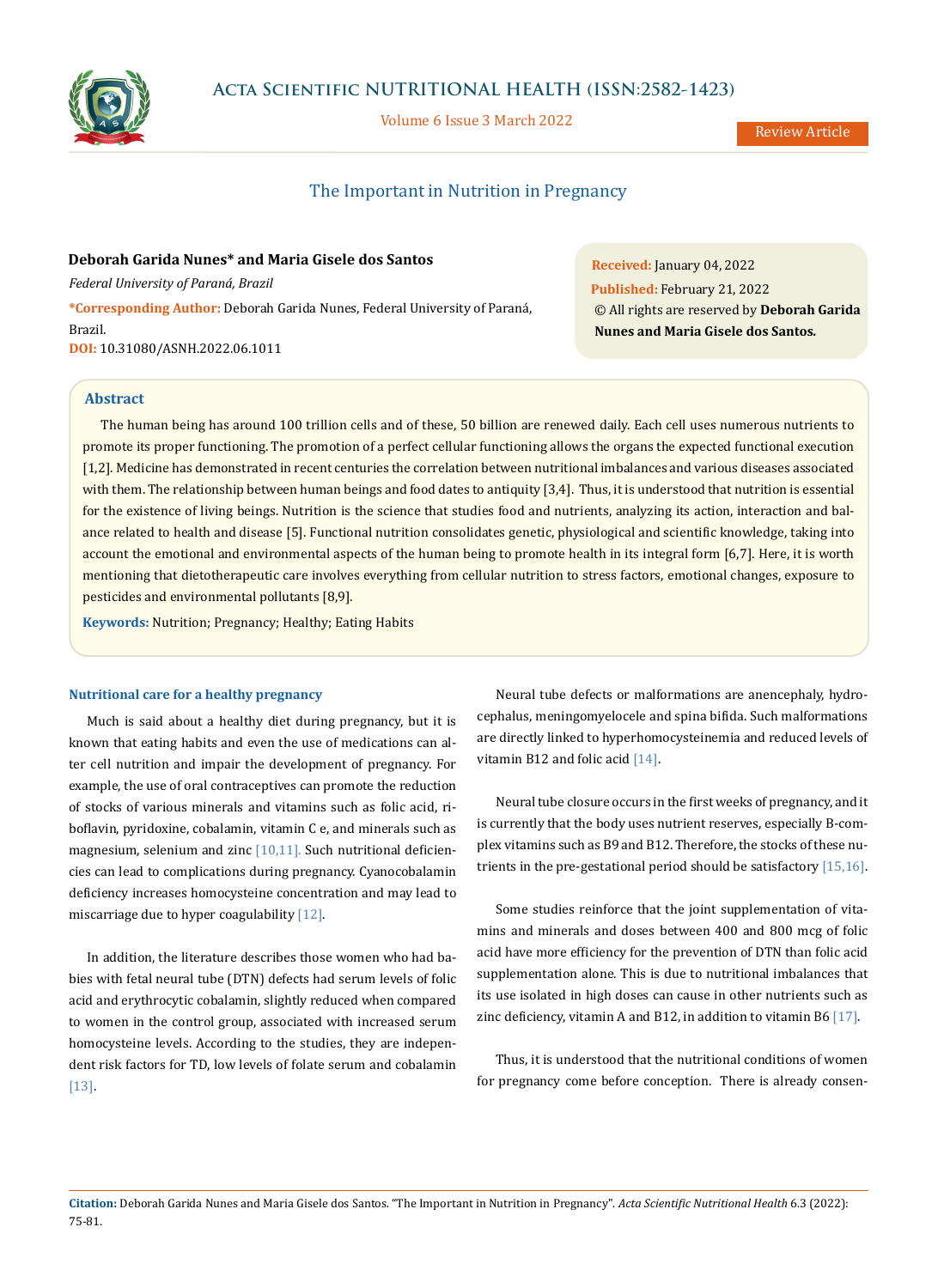# The Important in Nutrition in Pregnancy

**Deborah Garida Nunes* and Maria Gisele dos Santos**

*Federal University of Paraná, Brazil*

***Corresponding Author:** Deborah Garida Nunes, Federal University of Paraná, Brazil.

**DOI:** 10.31080/ASNH.2022.06.1011

**Received:** January 04, 2022
**Published:** February 21, 2022
© All rights are reserved by **Deborah Garida Nunes and Maria Gisele dos Santos.**

## Abstract

The human being has around 100 trillion cells and of these, 50 billion are renewed daily. Each cell uses numerous nutrients to promote its proper functioning. The promotion of a perfect cellular functioning allows the organs the expected functional execution [1,2]. Medicine has demonstrated in recent centuries the correlation between nutritional imbalances and various diseases associated with them. The relationship between human beings and food dates to antiquity [3,4]. Thus, it is understood that nutrition is essential for the existence of living beings. Nutrition is the science that studies food and nutrients, analyzing its action, interaction and balance related to health and disease [5]. Functional nutrition consolidates genetic, physiological and scientific knowledge, taking into account the emotional and environmental aspects of the human being to promote health in its integral form [6,7]. Here, it is worth mentioning that dietotherapeutic care involves everything from cellular nutrition to stress factors, emotional changes, exposure to pesticides and environmental pollutants [8,9].

**Keywords:** Nutrition; Pregnancy; Healthy; Eating Habits

### Nutritional care for a healthy pregnancy

Much is said about a healthy diet during pregnancy, but it is known that eating habits and even the use of medications can alter cell nutrition and impair the development of pregnancy. For example, the use of oral contraceptives can promote the reduction of stocks of various minerals and vitamins such as folic acid, riboflavin, pyridoxine, cobalamin, vitamin C e, and minerals such as magnesium, selenium and zinc [10,11]. Such nutritional deficiencies can lead to complications during pregnancy. Cyanocobalamin deficiency increases homocysteine concentration and may lead to miscarriage due to hyper coagulability [12].

In addition, the literature describes those women who had babies with fetal neural tube (DTN) defects had serum levels of folic acid and erythrocytic cobalamin, slightly reduced when compared to women in the control group, associated with increased serum homocysteine levels. According to the studies, they are independent risk factors for TD, low levels of folate serum and cobalamin [13].

Neural tube defects or malformations are anencephaly, hydrocephalus, meningomyelocele and spina bifida. Such malformations are directly linked to hyperhomocysteinemia and reduced levels of vitamin B12 and folic acid [14].

Neural tube closure occurs in the first weeks of pregnancy, and it is currently that the body uses nutrient reserves, especially B-complex vitamins such as B9 and B12. Therefore, the stocks of these nutrients in the pre-gestational period should be satisfactory [15,16].

Some studies reinforce that the joint supplementation of vitamins and minerals and doses between 400 and 800 mcg of folic acid have more efficiency for the prevention of DTN than folic acid supplementation alone. This is due to nutritional imbalances that its use isolated in high doses can cause in other nutrients such as zinc deficiency, vitamin A and B12, in addition to vitamin B6 [17].

Thus, it is understood that the nutritional conditions of women for pregnancy come before conception. There is already consen-

**Citation:** Deborah Garida Nunes and Maria Gisele dos Santos. "The Important in Nutrition in Pregnancy". *Acta Scientific Nutritional Health* 6.3 (2022): 75-81.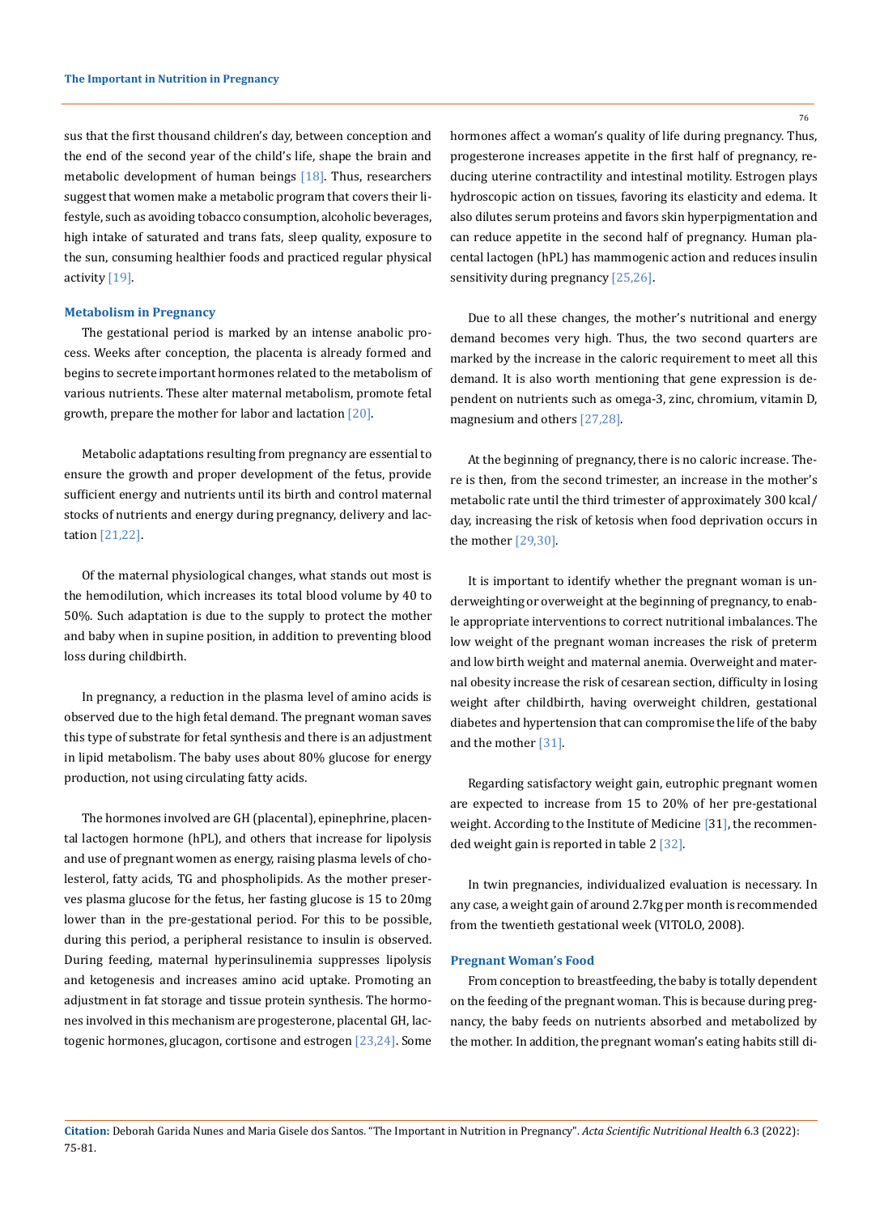sus that the first thousand children's day, between conception and the end of the second year of the child's life, shape the brain and metabolic development of human beings [18]. Thus, researchers suggest that women make a metabolic program that covers their lifestyle, such as avoiding tobacco consumption, alcoholic beverages, high intake of saturated and trans fats, sleep quality, exposure to the sun, consuming healthier foods and practiced regular physical activity [19].

### Metabolism in Pregnancy

The gestational period is marked by an intense anabolic process. Weeks after conception, the placenta is already formed and begins to secrete important hormones related to the metabolism of various nutrients. These alter maternal metabolism, promote fetal growth, prepare the mother for labor and lactation [20].

Metabolic adaptations resulting from pregnancy are essential to ensure the growth and proper development of the fetus, provide sufficient energy and nutrients until its birth and control maternal stocks of nutrients and energy during pregnancy, delivery and lactation [21,22].

Of the maternal physiological changes, what stands out most is the hemodilution, which increases its total blood volume by 40 to 50%. Such adaptation is due to the supply to protect the mother and baby when in supine position, in addition to preventing blood loss during childbirth.

In pregnancy, a reduction in the plasma level of amino acids is observed due to the high fetal demand. The pregnant woman saves this type of substrate for fetal synthesis and there is an adjustment in lipid metabolism. The baby uses about 80% glucose for energy production, not using circulating fatty acids.

The hormones involved are GH (placental), epinephrine, placental lactogen hormone (hPL), and others that increase for lipolysis and use of pregnant women as energy, raising plasma levels of cholesterol, fatty acids, TG and phospholipids. As the mother preserves plasma glucose for the fetus, her fasting glucose is 15 to 20mg lower than in the pre-gestational period. For this to be possible, during this period, a peripheral resistance to insulin is observed. During feeding, maternal hyperinsulinemia suppresses lipolysis and ketogenesis and increases amino acid uptake. Promoting an adjustment in fat storage and tissue protein synthesis. The hormones involved in this mechanism are progesterone, placental GH, lactogenic hormones, glucagon, cortisone and estrogen [23,24]. Some hormones affect a woman's quality of life during pregnancy. Thus, progesterone increases appetite in the first half of pregnancy, reducing uterine contractility and intestinal motility. Estrogen plays hydroscopic action on tissues, favoring its elasticity and edema. It also dilutes serum proteins and favors skin hyperpigmentation and can reduce appetite in the second half of pregnancy. Human placental lactogen (hPL) has mammogenic action and reduces insulin sensitivity during pregnancy [25,26].

Due to all these changes, the mother's nutritional and energy demand becomes very high. Thus, the two second quarters are marked by the increase in the caloric requirement to meet all this demand. It is also worth mentioning that gene expression is dependent on nutrients such as omega-3, zinc, chromium, vitamin D, magnesium and others [27,28].

At the beginning of pregnancy, there is no caloric increase. There is then, from the second trimester, an increase in the mother's metabolic rate until the third trimester of approximately 300 kcal/day, increasing the risk of ketosis when food deprivation occurs in the mother [29,30].

It is important to identify whether the pregnant woman is underweighting or overweight at the beginning of pregnancy, to enable appropriate interventions to correct nutritional imbalances. The low weight of the pregnant woman increases the risk of preterm and low birth weight and maternal anemia. Overweight and maternal obesity increase the risk of cesarean section, difficulty in losing weight after childbirth, having overweight children, gestational diabetes and hypertension that can compromise the life of the baby and the mother [31].

Regarding satisfactory weight gain, eutrophic pregnant women are expected to increase from 15 to 20% of her pre-gestational weight. According to the Institute of Medicine [31], the recommended weight gain is reported in table 2 [32].

In twin pregnancies, individualized evaluation is necessary. In any case, a weight gain of around 2.7kg per month is recommended from the twentieth gestational week (VITOLO, 2008).

### Pregnant Woman's Food

From conception to breastfeeding, the baby is totally dependent on the feeding of the pregnant woman. This is because during pregnancy, the baby feeds on nutrients absorbed and metabolized by the mother. In addition, the pregnant woman's eating habits still di-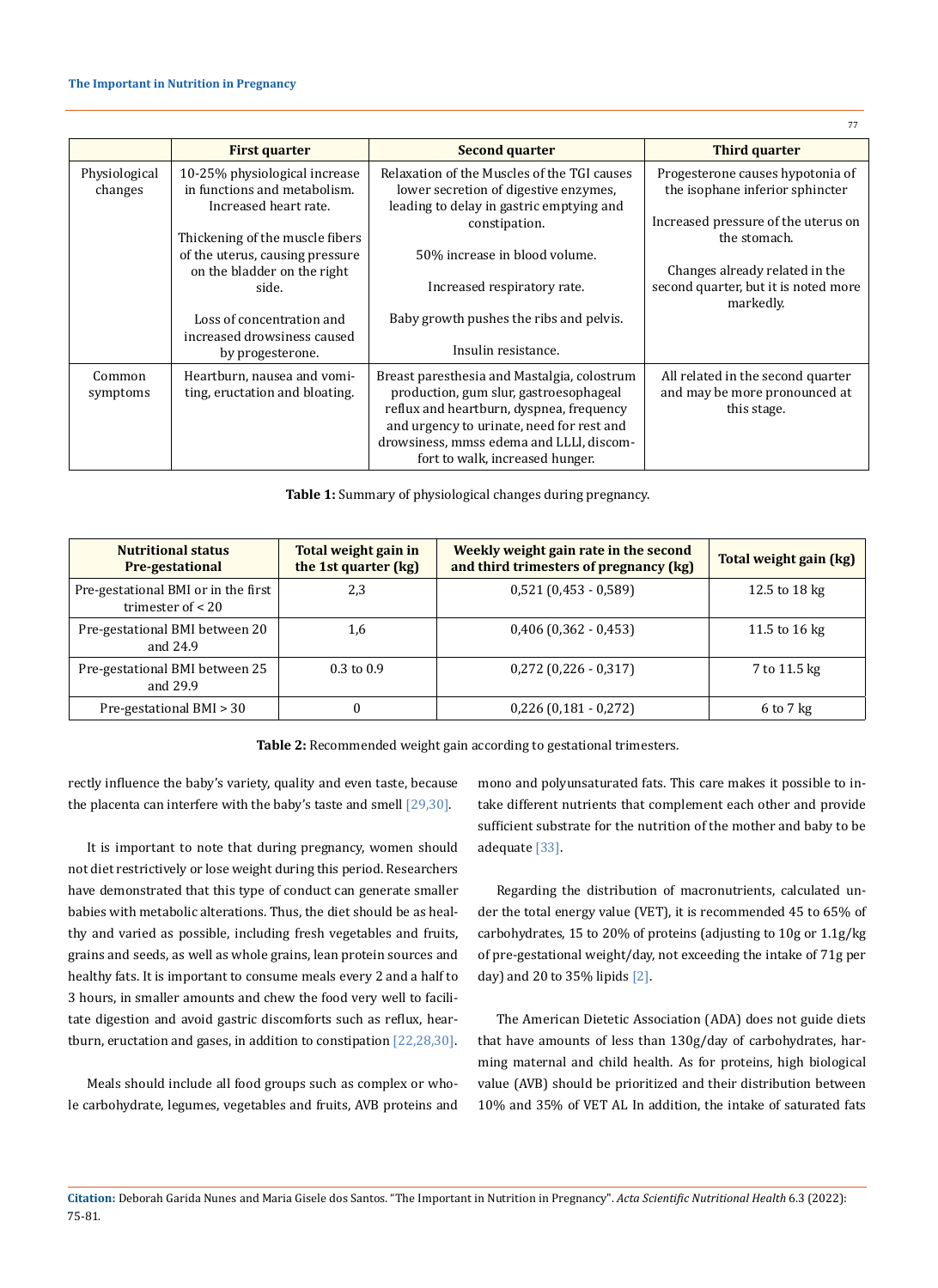| | First quarter | Second quarter | Third quarter |
|---|---|---|---|
| Physiological changes | 10-25% physiological increase in functions and metabolism. Increased heart rate.<br><br>Thickening of the muscle fibers of the uterus, causing pressure on the bladder on the right side.<br><br>Loss of concentration and increased drowsiness caused by progesterone. | Relaxation of the Muscles of the TGI causes lower secretion of digestive enzymes, leading to delay in gastric emptying and constipation.<br><br>50% increase in blood volume.<br><br>Increased respiratory rate.<br><br>Baby growth pushes the ribs and pelvis.<br><br>Insulin resistance. | Progesterone causes hypotonia of the isophane inferior sphincter<br><br>Increased pressure of the uterus on the stomach.<br><br>Changes already related in the second quarter, but it is noted more markedly. |
| Common symptoms | Heartburn, nausea and vomiting, eructation and bloating. | Breast paresthesia and Mastalgia, colostrum production, gum slur, gastroesophageal reflux and heartburn, dyspnea, frequency and urgency to urinate, need for rest and drowsiness, mmss edema and LLLl, discomfort to walk, increased hunger. | All related in the second quarter and may be more pronounced at this stage. |

**Table 1:** Summary of physiological changes during pregnancy.

| Nutritional status Pre-gestational | Total weight gain in the 1st quarter (kg) | Weekly weight gain rate in the second and third trimesters of pregnancy (kg) | Total weight gain (kg) |
|---|---|---|---|
| Pre-gestational BMI or in the first trimester of < 20 | 2,3 | 0,521 (0,453 - 0,589) | 12.5 to 18 kg |
| Pre-gestational BMI between 20 and 24.9 | 1,6 | 0,406 (0,362 - 0,453) | 11.5 to 16 kg |
| Pre-gestational BMI between 25 and 29.9 | 0.3 to 0.9 | 0,272 (0,226 - 0,317) | 7 to 11.5 kg |
| Pre-gestational BMI > 30 | 0 | 0,226 (0,181 - 0,272) | 6 to 7 kg |

**Table 2:** Recommended weight gain according to gestational trimesters.

rectly influence the baby's variety, quality and even taste, because the placenta can interfere with the baby's taste and smell [29,30].

It is important to note that during pregnancy, women should not diet restrictively or lose weight during this period. Researchers have demonstrated that this type of conduct can generate smaller babies with metabolic alterations. Thus, the diet should be as healthy and varied as possible, including fresh vegetables and fruits, grains and seeds, as well as whole grains, lean protein sources and healthy fats. It is important to consume meals every 2 and a half to 3 hours, in smaller amounts and chew the food very well to facilitate digestion and avoid gastric discomforts such as reflux, heartburn, eructation and gases, in addition to constipation [22,28,30].

Meals should include all food groups such as complex or whole carbohydrate, legumes, vegetables and fruits, AVB proteins and mono and polyunsaturated fats. This care makes it possible to intake different nutrients that complement each other and provide sufficient substrate for the nutrition of the mother and baby to be adequate [33].

Regarding the distribution of macronutrients, calculated under the total energy value (VET), it is recommended 45 to 65% of carbohydrates, 15 to 20% of proteins (adjusting to 10g or 1.1g/kg of pre-gestational weight/day, not exceeding the intake of 71g per day) and 20 to 35% lipids [2].

The American Dietetic Association (ADA) does not guide diets that have amounts of less than 130g/day of carbohydrates, harming maternal and child health. As for proteins, high biological value (AVB) should be prioritized and their distribution between 10% and 35% of VET AL In addition, the intake of saturated fats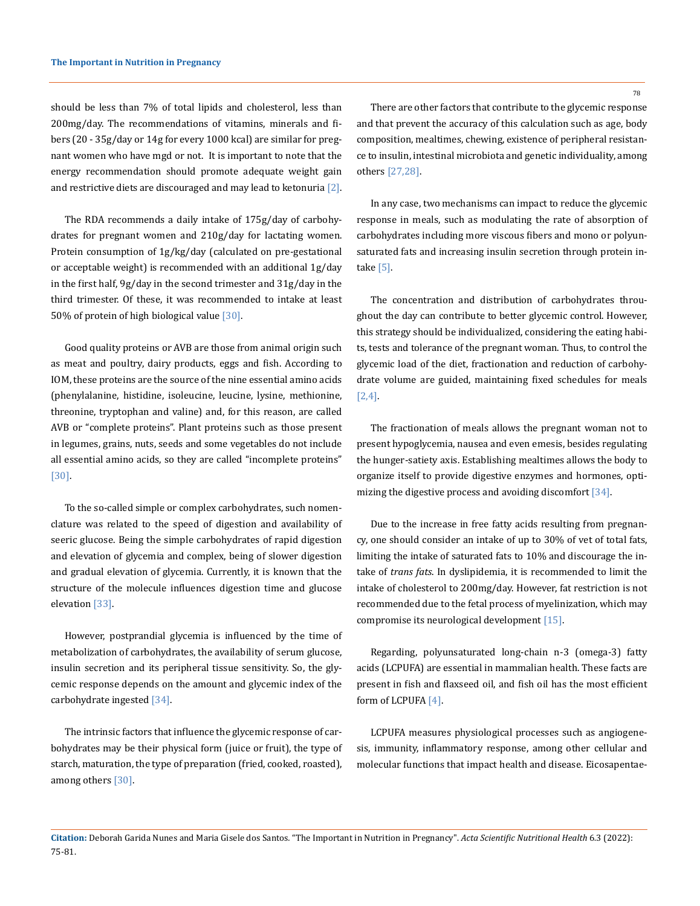should be less than 7% of total lipids and cholesterol, less than 200mg/day. The recommendations of vitamins, minerals and fibers (20 - 35g/day or 14g for every 1000 kcal) are similar for pregnant women who have mgd or not. It is important to note that the energy recommendation should promote adequate weight gain and restrictive diets are discouraged and may lead to ketonuria [2].

The RDA recommends a daily intake of 175g/day of carbohydrates for pregnant women and 210g/day for lactating women. Protein consumption of 1g/kg/day (calculated on pre-gestational or acceptable weight) is recommended with an additional 1g/day in the first half, 9g/day in the second trimester and 31g/day in the third trimester. Of these, it was recommended to intake at least 50% of protein of high biological value [30].

Good quality proteins or AVB are those from animal origin such as meat and poultry, dairy products, eggs and fish. According to IOM, these proteins are the source of the nine essential amino acids (phenylalanine, histidine, isoleucine, leucine, lysine, methionine, threonine, tryptophan and valine) and, for this reason, are called AVB or "complete proteins". Plant proteins such as those present in legumes, grains, nuts, seeds and some vegetables do not include all essential amino acids, so they are called "incomplete proteins" [30].

To the so-called simple or complex carbohydrates, such nomenclature was related to the speed of digestion and availability of seeric glucose. Being the simple carbohydrates of rapid digestion and elevation of glycemia and complex, being of slower digestion and gradual elevation of glycemia. Currently, it is known that the structure of the molecule influences digestion time and glucose elevation [33].

However, postprandial glycemia is influenced by the time of metabolization of carbohydrates, the availability of serum glucose, insulin secretion and its peripheral tissue sensitivity. So, the glycemic response depends on the amount and glycemic index of the carbohydrate ingested [34].

The intrinsic factors that influence the glycemic response of carbohydrates may be their physical form (juice or fruit), the type of starch, maturation, the type of preparation (fried, cooked, roasted), among others [30].

There are other factors that contribute to the glycemic response and that prevent the accuracy of this calculation such as age, body composition, mealtimes, chewing, existence of peripheral resistance to insulin, intestinal microbiota and genetic individuality, among others [27,28].

In any case, two mechanisms can impact to reduce the glycemic response in meals, such as modulating the rate of absorption of carbohydrates including more viscous fibers and mono or polyunsaturated fats and increasing insulin secretion through protein intake [5].

The concentration and distribution of carbohydrates throughout the day can contribute to better glycemic control. However, this strategy should be individualized, considering the eating habits, tests and tolerance of the pregnant woman. Thus, to control the glycemic load of the diet, fractionation and reduction of carbohydrate volume are guided, maintaining fixed schedules for meals [2,4].

The fractionation of meals allows the pregnant woman not to present hypoglycemia, nausea and even emesis, besides regulating the hunger-satiety axis. Establishing mealtimes allows the body to organize itself to provide digestive enzymes and hormones, optimizing the digestive process and avoiding discomfort [34].

Due to the increase in free fatty acids resulting from pregnancy, one should consider an intake of up to 30% of vet of total fats, limiting the intake of saturated fats to 10% and discourage the intake of *trans fats*. In dyslipidemia, it is recommended to limit the intake of cholesterol to 200mg/day. However, fat restriction is not recommended due to the fetal process of myelinization, which may compromise its neurological development [15].

Regarding, polyunsaturated long-chain n-3 (omega-3) fatty acids (LCPUFA) are essential in mammalian health. These facts are present in fish and flaxseed oil, and fish oil has the most efficient form of LCPUFA [4].

LCPUFA measures physiological processes such as angiogenesis, immunity, inflammatory response, among other cellular and molecular functions that impact health and disease. Eicosapentae-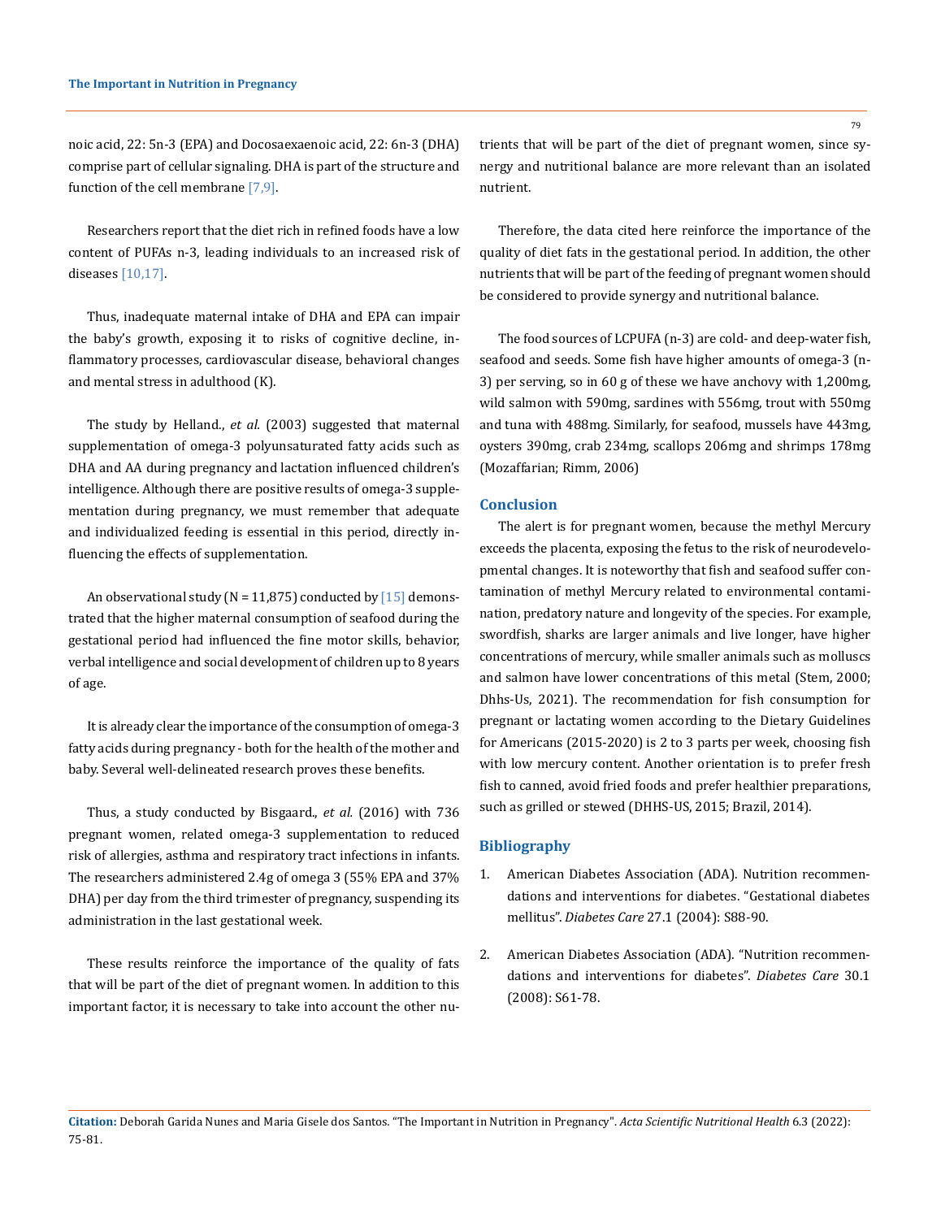noic acid, 22: 5n-3 (EPA) and Docosaexaenoic acid, 22: 6n-3 (DHA) comprise part of cellular signaling. DHA is part of the structure and function of the cell membrane [7,9].

Researchers report that the diet rich in refined foods have a low content of PUFAs n-3, leading individuals to an increased risk of diseases [10,17].

Thus, inadequate maternal intake of DHA and EPA can impair the baby's growth, exposing it to risks of cognitive decline, inflammatory processes, cardiovascular disease, behavioral changes and mental stress in adulthood (K).

The study by Helland., *et al.* (2003) suggested that maternal supplementation of omega-3 polyunsaturated fatty acids such as DHA and AA during pregnancy and lactation influenced children's intelligence. Although there are positive results of omega-3 supplementation during pregnancy, we must remember that adequate and individualized feeding is essential in this period, directly influencing the effects of supplementation.

An observational study (N = 11,875) conducted by [15] demonstrated that the higher maternal consumption of seafood during the gestational period had influenced the fine motor skills, behavior, verbal intelligence and social development of children up to 8 years of age.

It is already clear the importance of the consumption of omega-3 fatty acids during pregnancy - both for the health of the mother and baby. Several well-delineated research proves these benefits.

Thus, a study conducted by Bisgaard., *et al.* (2016) with 736 pregnant women, related omega-3 supplementation to reduced risk of allergies, asthma and respiratory tract infections in infants. The researchers administered 2.4g of omega 3 (55% EPA and 37% DHA) per day from the third trimester of pregnancy, suspending its administration in the last gestational week.

These results reinforce the importance of the quality of fats that will be part of the diet of pregnant women. In addition to this important factor, it is necessary to take into account the other nutrients that will be part of the diet of pregnant women, since synergy and nutritional balance are more relevant than an isolated nutrient.

Therefore, the data cited here reinforce the importance of the quality of diet fats in the gestational period. In addition, the other nutrients that will be part of the feeding of pregnant women should be considered to provide synergy and nutritional balance.

The food sources of LCPUFA (n-3) are cold- and deep-water fish, seafood and seeds. Some fish have higher amounts of omega-3 (n-3) per serving, so in 60 g of these we have anchovy with 1,200mg, wild salmon with 590mg, sardines with 556mg, trout with 550mg and tuna with 488mg. Similarly, for seafood, mussels have 443mg, oysters 390mg, crab 234mg, scallops 206mg and shrimps 178mg (Mozaffarian; Rimm, 2006)

## Conclusion

The alert is for pregnant women, because the methyl Mercury exceeds the placenta, exposing the fetus to the risk of neurodevelopmental changes. It is noteworthy that fish and seafood suffer contamination of methyl Mercury related to environmental contamination, predatory nature and longevity of the species. For example, swordfish, sharks are larger animals and live longer, have higher concentrations of mercury, while smaller animals such as molluscs and salmon have lower concentrations of this metal (Stem, 2000; Dhhs-Us, 2021). The recommendation for fish consumption for pregnant or lactating women according to the Dietary Guidelines for Americans (2015-2020) is 2 to 3 parts per week, choosing fish with low mercury content. Another orientation is to prefer fresh fish to canned, avoid fried foods and prefer healthier preparations, such as grilled or stewed (DHHS-US, 2015; Brazil, 2014).

## Bibliography

1. American Diabetes Association (ADA). Nutrition recommendations and interventions for diabetes. "Gestational diabetes mellitus". *Diabetes Care* 27.1 (2004): S88-90.
2. American Diabetes Association (ADA). "Nutrition recommendations and interventions for diabetes". *Diabetes Care* 30.1 (2008): S61-78.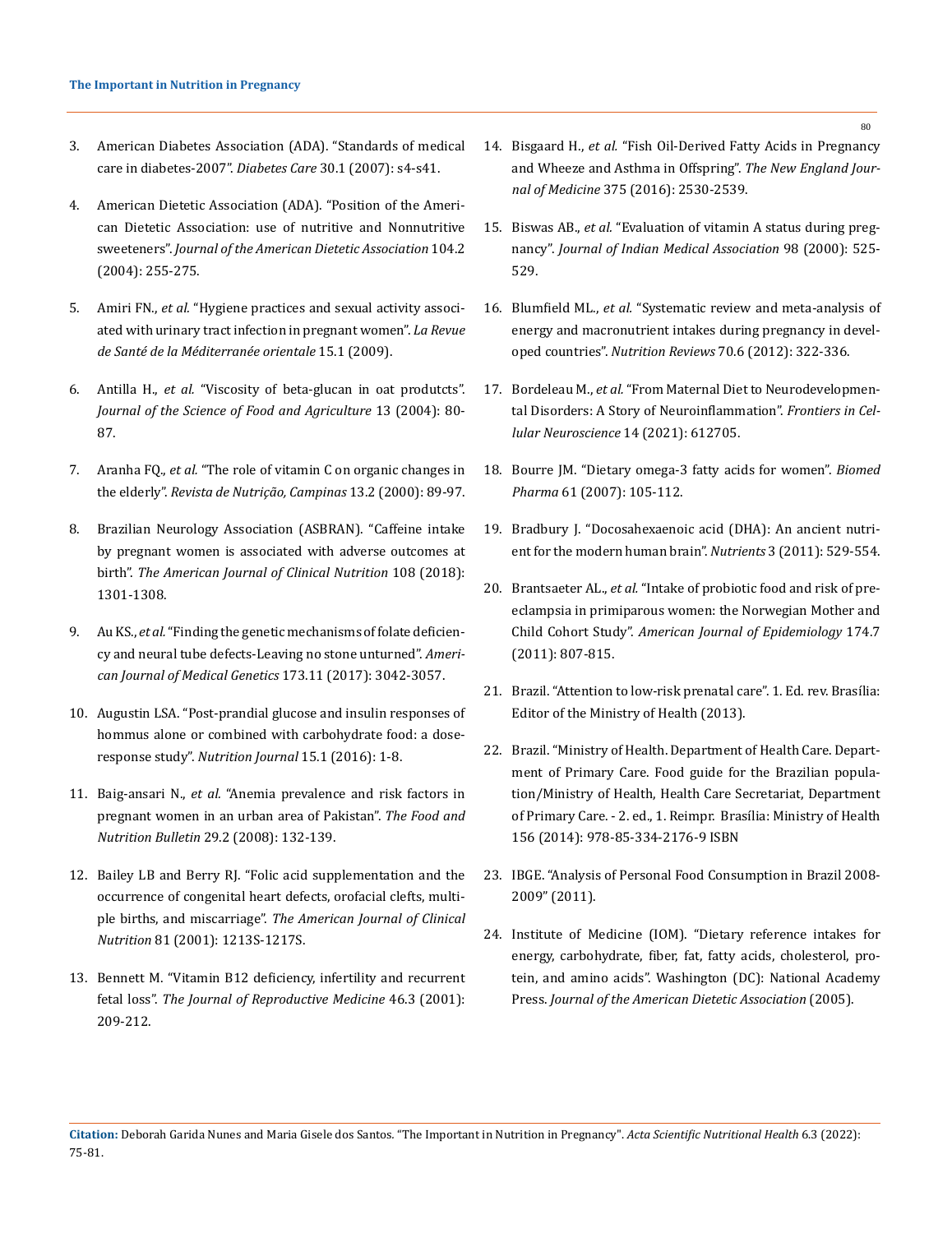3. American Diabetes Association (ADA). "Standards of medical care in diabetes-2007". *Diabetes Care* 30.1 (2007): s4-s41.

4. American Dietetic Association (ADA). "Position of the American Dietetic Association: use of nutritive and Nonnutritive sweeteners". *Journal of the American Dietetic Association* 104.2 (2004): 255-275.

5. Amiri FN., *et al.* "Hygiene practices and sexual activity associated with urinary tract infection in pregnant women". *La Revue de Santé de la Méditerranée orientale* 15.1 (2009).

6. Antilla H., *et al.* "Viscosity of beta-glucan in oat produtcts". *Journal of the Science of Food and Agriculture* 13 (2004): 80-87.

7. Aranha FQ., *et al.* "The role of vitamin C on organic changes in the elderly". *Revista de Nutrição, Campinas* 13.2 (2000): 89-97.

8. Brazilian Neurology Association (ASBRAN). "Caffeine intake by pregnant women is associated with adverse outcomes at birth". *The American Journal of Clinical Nutrition* 108 (2018): 1301-1308.

9. Au KS., *et al.* "Finding the genetic mechanisms of folate deficiency and neural tube defects-Leaving no stone unturned". *American Journal of Medical Genetics* 173.11 (2017): 3042-3057.

10. Augustin LSA. "Post-prandial glucose and insulin responses of hommus alone or combined with carbohydrate food: a dose-response study". *Nutrition Journal* 15.1 (2016): 1-8.

11. Baig-ansari N., *et al.* "Anemia prevalence and risk factors in pregnant women in an urban area of Pakistan". *The Food and Nutrition Bulletin* 29.2 (2008): 132-139.

12. Bailey LB and Berry RJ. "Folic acid supplementation and the occurrence of congenital heart defects, orofacial clefts, multiple births, and miscarriage". *The American Journal of Clinical Nutrition* 81 (2001): 1213S-1217S.

13. Bennett M. "Vitamin B12 deficiency, infertility and recurrent fetal loss". *The Journal of Reproductive Medicine* 46.3 (2001): 209-212.

14. Bisgaard H., *et al.* "Fish Oil-Derived Fatty Acids in Pregnancy and Wheeze and Asthma in Offspring". *The New England Journal of Medicine* 375 (2016): 2530-2539.

15. Biswas AB., *et al.* "Evaluation of vitamin A status during pregnancy". *Journal of Indian Medical Association* 98 (2000): 525-529.

16. Blumfield ML., *et al.* "Systematic review and meta-analysis of energy and macronutrient intakes during pregnancy in developed countries". *Nutrition Reviews* 70.6 (2012): 322-336.

17. Bordeleau M., *et al.* "From Maternal Diet to Neurodevelopmental Disorders: A Story of Neuroinflammation". *Frontiers in Cellular Neuroscience* 14 (2021): 612705.

18. Bourre JM. "Dietary omega-3 fatty acids for women". *Biomed Pharma* 61 (2007): 105-112.

19. Bradbury J. "Docosahexaenoic acid (DHA): An ancient nutrient for the modern human brain". *Nutrients* 3 (2011): 529-554.

20. Brantsaeter AL., *et al.* "Intake of probiotic food and risk of preeclampsia in primiparous women: the Norwegian Mother and Child Cohort Study". *American Journal of Epidemiology* 174.7 (2011): 807-815.

21. Brazil. "Attention to low-risk prenatal care". 1. Ed. rev. Brasília: Editor of the Ministry of Health (2013).

22. Brazil. "Ministry of Health. Department of Health Care. Department of Primary Care. Food guide for the Brazilian population/Ministry of Health, Health Care Secretariat, Department of Primary Care. - 2. ed., 1. Reimpr. Brasília: Ministry of Health 156 (2014): 978-85-334-2176-9 ISBN

23. IBGE. "Analysis of Personal Food Consumption in Brazil 2008-2009" (2011).

24. Institute of Medicine (IOM). "Dietary reference intakes for energy, carbohydrate, fiber, fat, fatty acids, cholesterol, protein, and amino acids". Washington (DC): National Academy Press. *Journal of the American Dietetic Association* (2005).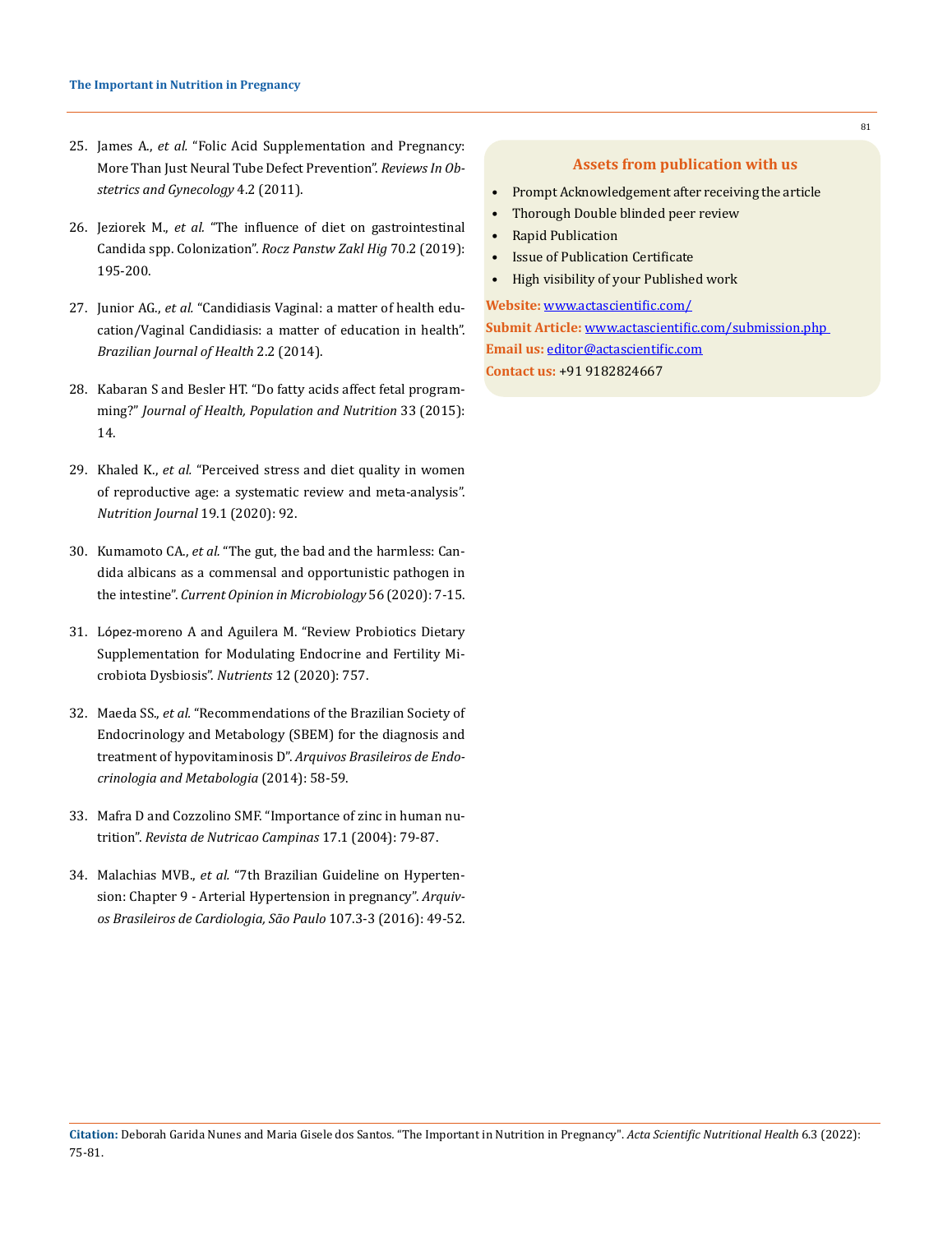25. James A., *et al.* "Folic Acid Supplementation and Pregnancy: More Than Just Neural Tube Defect Prevention". *Reviews In Obstetrics and Gynecology* 4.2 (2011).

26. Jeziorek M., *et al.* "The influence of diet on gastrointestinal Candida spp. Colonization". *Rocz Panstw Zakl Hig* 70.2 (2019): 195-200.

27. Junior AG., *et al.* "Candidiasis Vaginal: a matter of health education/Vaginal Candidiasis: a matter of education in health". *Brazilian Journal of Health* 2.2 (2014).

28. Kabaran S and Besler HT. "Do fatty acids affect fetal programming?" *Journal of Health, Population and Nutrition* 33 (2015): 14.

29. Khaled K., *et al.* "Perceived stress and diet quality in women of reproductive age: a systematic review and meta-analysis". *Nutrition Journal* 19.1 (2020): 92.

30. Kumamoto CA., *et al.* "The gut, the bad and the harmless: Candida albicans as a commensal and opportunistic pathogen in the intestine". *Current Opinion in Microbiology* 56 (2020): 7-15.

31. López-moreno A and Aguilera M. "Review Probiotics Dietary Supplementation for Modulating Endocrine and Fertility Microbiota Dysbiosis". *Nutrients* 12 (2020): 757.

32. Maeda SS., *et al.* "Recommendations of the Brazilian Society of Endocrinology and Metabology (SBEM) for the diagnosis and treatment of hypovitaminosis D". *Arquivos Brasileiros de Endocrinologia and Metabologia* (2014): 58-59.

33. Mafra D and Cozzolino SMF. "Importance of zinc in human nutrition". *Revista de Nutricao Campinas* 17.1 (2004): 79-87.

34. Malachias MVB., *et al.* "7th Brazilian Guideline on Hypertension: Chapter 9 - Arterial Hypertension in pregnancy". *Arquivos Brasileiros de Cardiologia, São Paulo* 107.3-3 (2016): 49-52.

**Assets from publication with us**

- Prompt Acknowledgement after receiving the article
- Thorough Double blinded peer review
- Rapid Publication
- Issue of Publication Certificate
- High visibility of your Published work

**Website:** www.actascientific.com/
**Submit Article:** www.actascientific.com/submission.php
**Email us:** editor@actascientific.com
**Contact us:** +91 9182824667